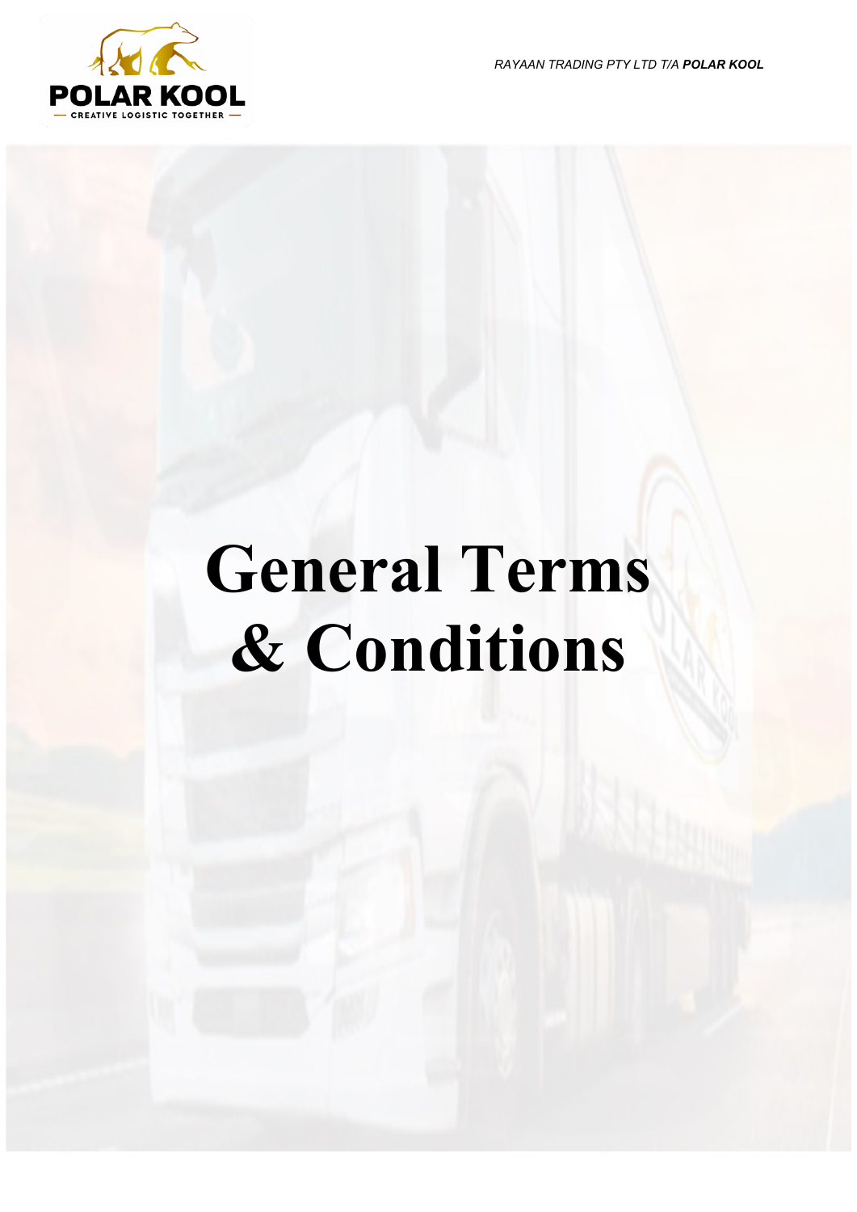RAYAAN TRADING PTY LTD T/A **POLAR KOOL**

# General Terms & Conditions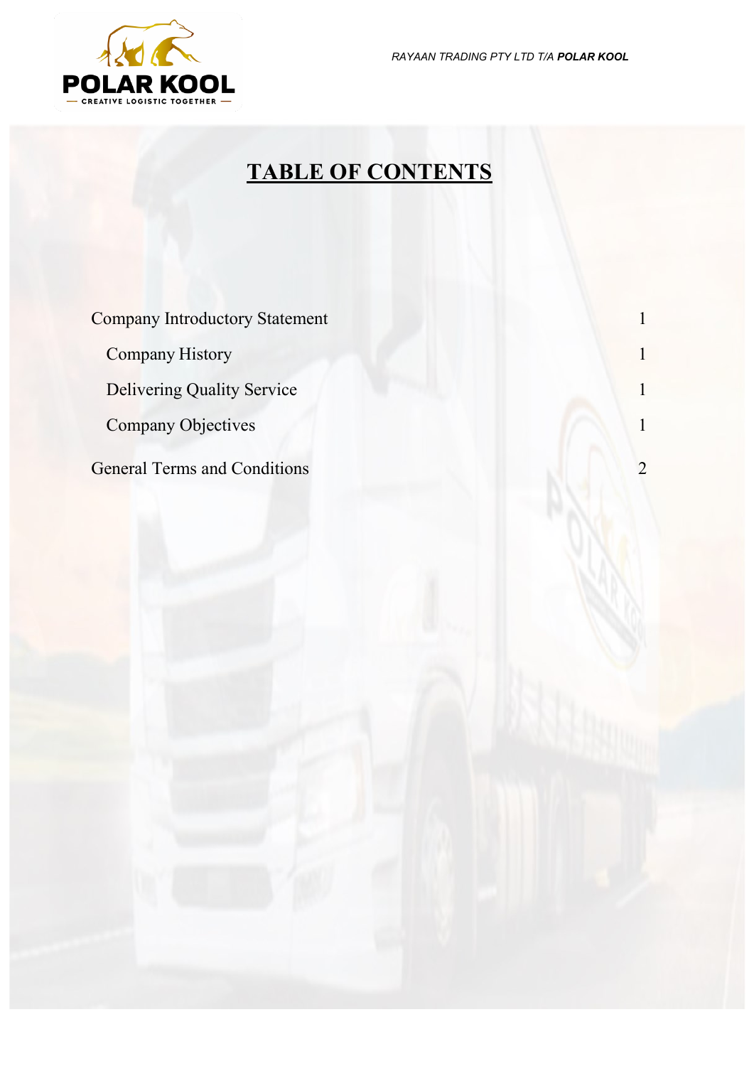# TABLE OF CONTENTS

| | |
|---|---|
| Company Introductory Statement | 1 |
| &nbsp;&nbsp;Company History | 1 |
| &nbsp;&nbsp;Delivering Quality Service | 1 |
| &nbsp;&nbsp;Company Objectives | 1 |
| General Terms and Conditions | 2 |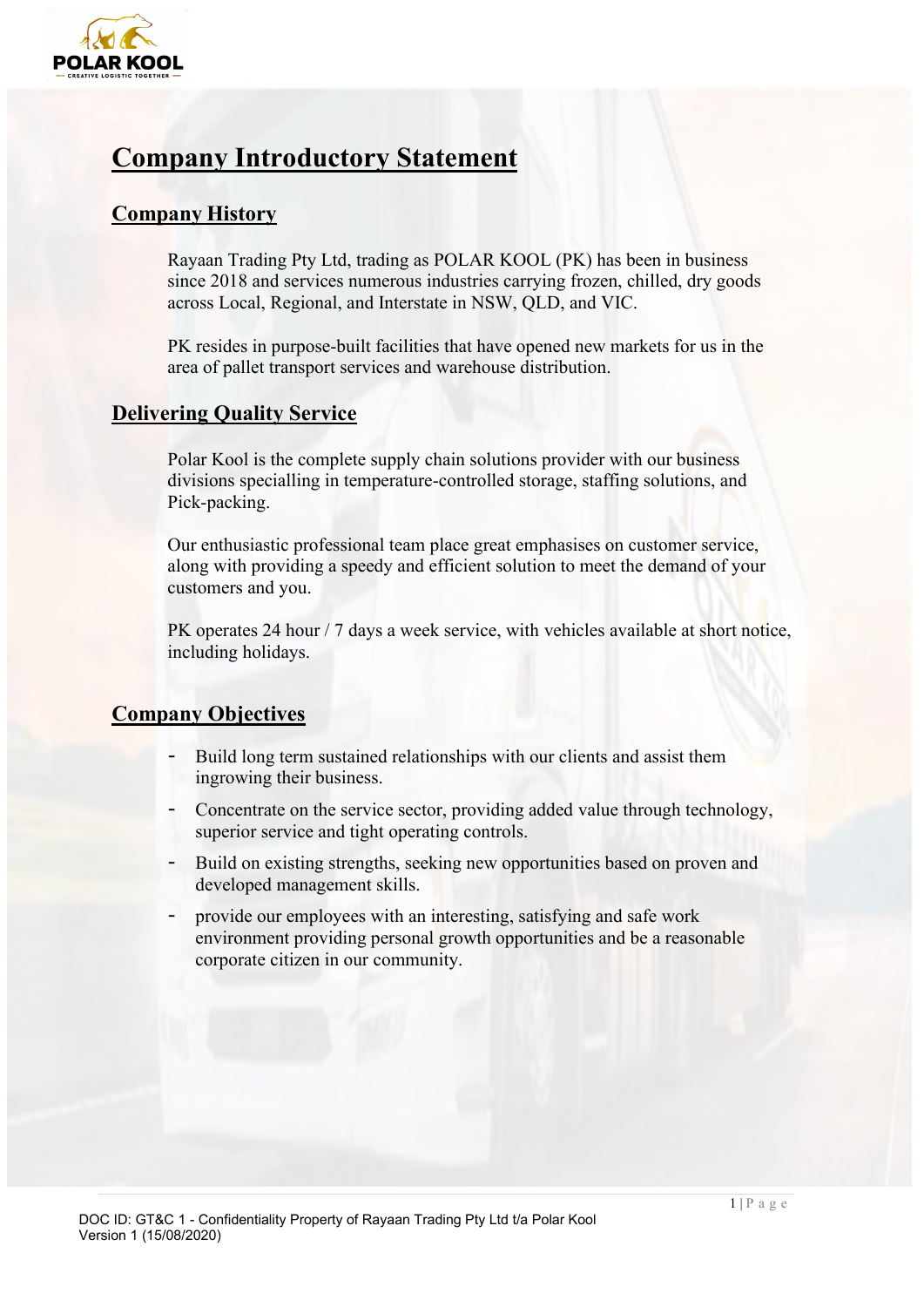# Company Introductory Statement

## Company History

Rayaan Trading Pty Ltd, trading as POLAR KOOL (PK) has been in business since 2018 and services numerous industries carrying frozen, chilled, dry goods across Local, Regional, and Interstate in NSW, QLD, and VIC.

PK resides in purpose-built facilities that have opened new markets for us in the area of pallet transport services and warehouse distribution.

## Delivering Quality Service

Polar Kool is the complete supply chain solutions provider with our business divisions specialling in temperature-controlled storage, staffing solutions, and Pick-packing.

Our enthusiastic professional team place great emphasises on customer service, along with providing a speedy and efficient solution to meet the demand of your customers and you.

PK operates 24 hour / 7 days a week service, with vehicles available at short notice, including holidays.

## Company Objectives

- Build long term sustained relationships with our clients and assist them ingrowing their business.
- Concentrate on the service sector, providing added value through technology, superior service and tight operating controls.
- Build on existing strengths, seeking new opportunities based on proven and developed management skills.
- provide our employees with an interesting, satisfying and safe work environment providing personal growth opportunities and be a reasonable corporate citizen in our community.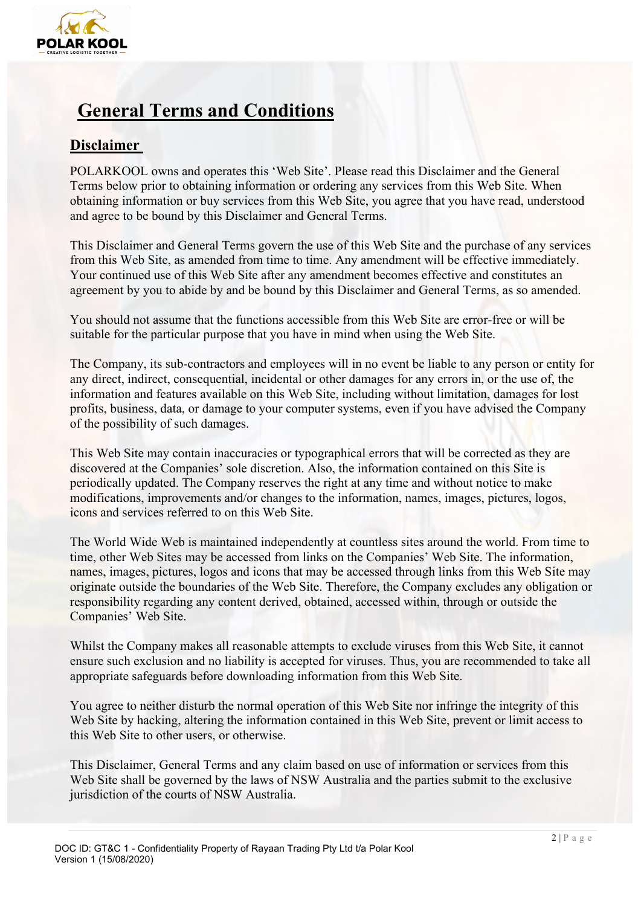# General Terms and Conditions

## Disclaimer

POLARKOOL owns and operates this 'Web Site'. Please read this Disclaimer and the General Terms below prior to obtaining information or ordering any services from this Web Site. When obtaining information or buy services from this Web Site, you agree that you have read, understood and agree to be bound by this Disclaimer and General Terms.

This Disclaimer and General Terms govern the use of this Web Site and the purchase of any services from this Web Site, as amended from time to time. Any amendment will be effective immediately. Your continued use of this Web Site after any amendment becomes effective and constitutes an agreement by you to abide by and be bound by this Disclaimer and General Terms, as so amended.

You should not assume that the functions accessible from this Web Site are error-free or will be suitable for the particular purpose that you have in mind when using the Web Site.

The Company, its sub-contractors and employees will in no event be liable to any person or entity for any direct, indirect, consequential, incidental or other damages for any errors in, or the use of, the information and features available on this Web Site, including without limitation, damages for lost profits, business, data, or damage to your computer systems, even if you have advised the Company of the possibility of such damages.

This Web Site may contain inaccuracies or typographical errors that will be corrected as they are discovered at the Companies' sole discretion. Also, the information contained on this Site is periodically updated. The Company reserves the right at any time and without notice to make modifications, improvements and/or changes to the information, names, images, pictures, logos, icons and services referred to on this Web Site.

The World Wide Web is maintained independently at countless sites around the world. From time to time, other Web Sites may be accessed from links on the Companies' Web Site. The information, names, images, pictures, logos and icons that may be accessed through links from this Web Site may originate outside the boundaries of the Web Site. Therefore, the Company excludes any obligation or responsibility regarding any content derived, obtained, accessed within, through or outside the Companies' Web Site.

Whilst the Company makes all reasonable attempts to exclude viruses from this Web Site, it cannot ensure such exclusion and no liability is accepted for viruses. Thus, you are recommended to take all appropriate safeguards before downloading information from this Web Site.

You agree to neither disturb the normal operation of this Web Site nor infringe the integrity of this Web Site by hacking, altering the information contained in this Web Site, prevent or limit access to this Web Site to other users, or otherwise.

This Disclaimer, General Terms and any claim based on use of information or services from this Web Site shall be governed by the laws of NSW Australia and the parties submit to the exclusive jurisdiction of the courts of NSW Australia.